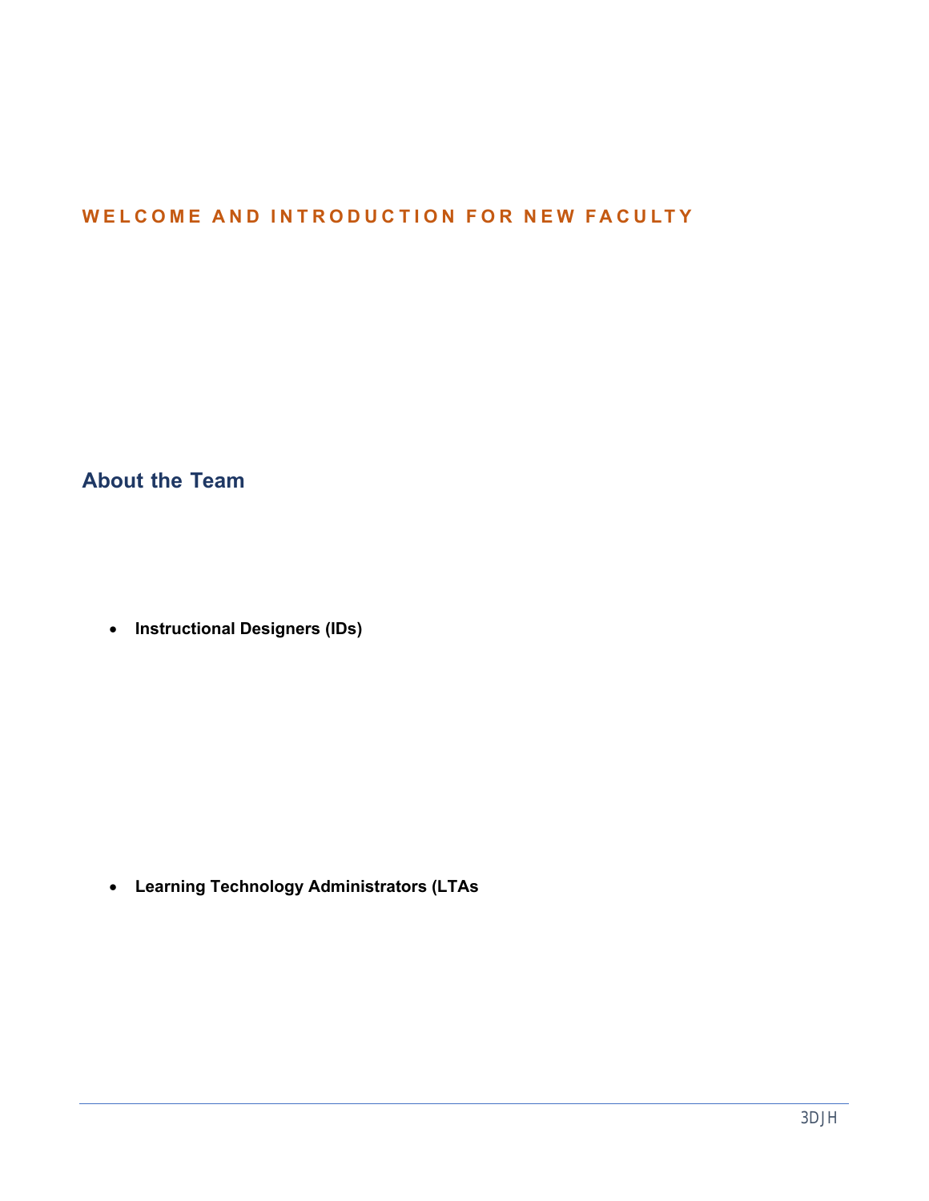# WELCOME AND INTRODUCTION FOR NEW FACULTY

## About the Team

- **Instructional Designers (IDs)**

- **Learning Technology Administrators (LTAs**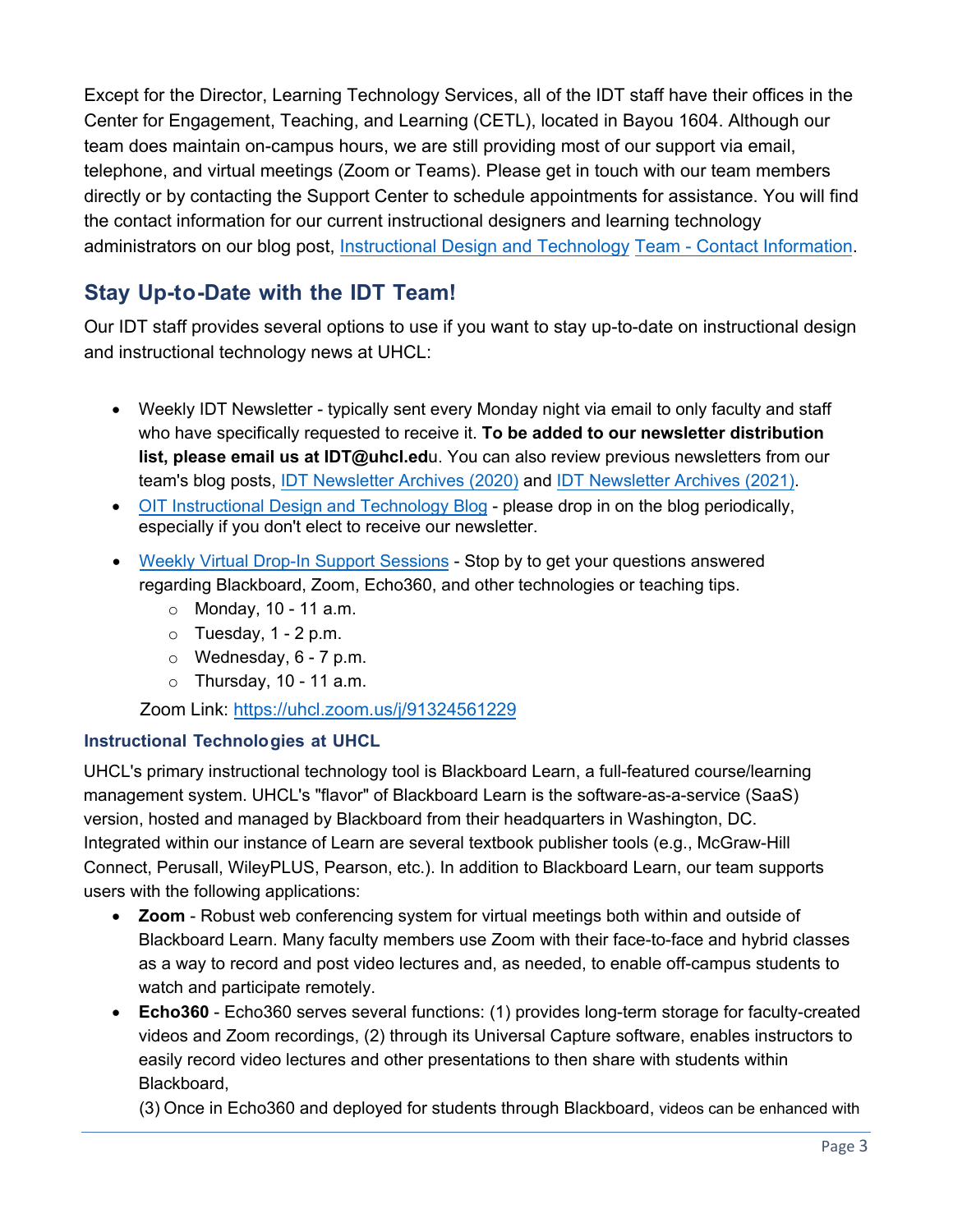Except for the Director, Learning Technology Services, all of the IDT staff have their offices in the Center for Engagement, Teaching, and Learning (CETL), located in Bayou 1604. Although our team does maintain on-campus hours, we are still providing most of our support via email, telephone, and virtual meetings (Zoom or Teams). Please get in touch with our team members directly or by contacting the Support Center to schedule appointments for assistance. You will find the contact information for our current instructional designers and learning technology administrators on our blog post, Instructional Design and Technology Team - Contact Information.

## Stay Up-to-Date with the IDT Team!

Our IDT staff provides several options to use if you want to stay up-to-date on instructional design and instructional technology news at UHCL:

- Weekly IDT Newsletter - typically sent every Monday night via email to only faculty and staff who have specifically requested to receive it. **To be added to our newsletter distribution list, please email us at IDT@uhcl.ed**u. You can also review previous newsletters from our team's blog posts, IDT Newsletter Archives (2020) and IDT Newsletter Archives (2021).
- OIT Instructional Design and Technology Blog - please drop in on the blog periodically, especially if you don't elect to receive our newsletter.
- Weekly Virtual Drop-In Support Sessions - Stop by to get your questions answered regarding Blackboard, Zoom, Echo360, and other technologies or teaching tips.
  - Monday, 10 - 11 a.m.
  - Tuesday, 1 - 2 p.m.
  - Wednesday, 6 - 7 p.m.
  - Thursday, 10 - 11 a.m.

  Zoom Link: https://uhcl.zoom.us/j/91324561229

### Instructional Technologies at UHCL

UHCL's primary instructional technology tool is Blackboard Learn, a full-featured course/learning management system. UHCL's "flavor" of Blackboard Learn is the software-as-a-service (SaaS) version, hosted and managed by Blackboard from their headquarters in Washington, DC. Integrated within our instance of Learn are several textbook publisher tools (e.g., McGraw-Hill Connect, Perusall, WileyPLUS, Pearson, etc.). In addition to Blackboard Learn, our team supports users with the following applications:

- **Zoom** - Robust web conferencing system for virtual meetings both within and outside of Blackboard Learn. Many faculty members use Zoom with their face-to-face and hybrid classes as a way to record and post video lectures and, as needed, to enable off-campus students to watch and participate remotely.
- **Echo360** - Echo360 serves several functions: (1) provides long-term storage for faculty-created videos and Zoom recordings, (2) through its Universal Capture software, enables instructors to easily record video lectures and other presentations to then share with students within Blackboard,

  (3) Once in Echo360 and deployed for students through Blackboard, videos can be enhanced with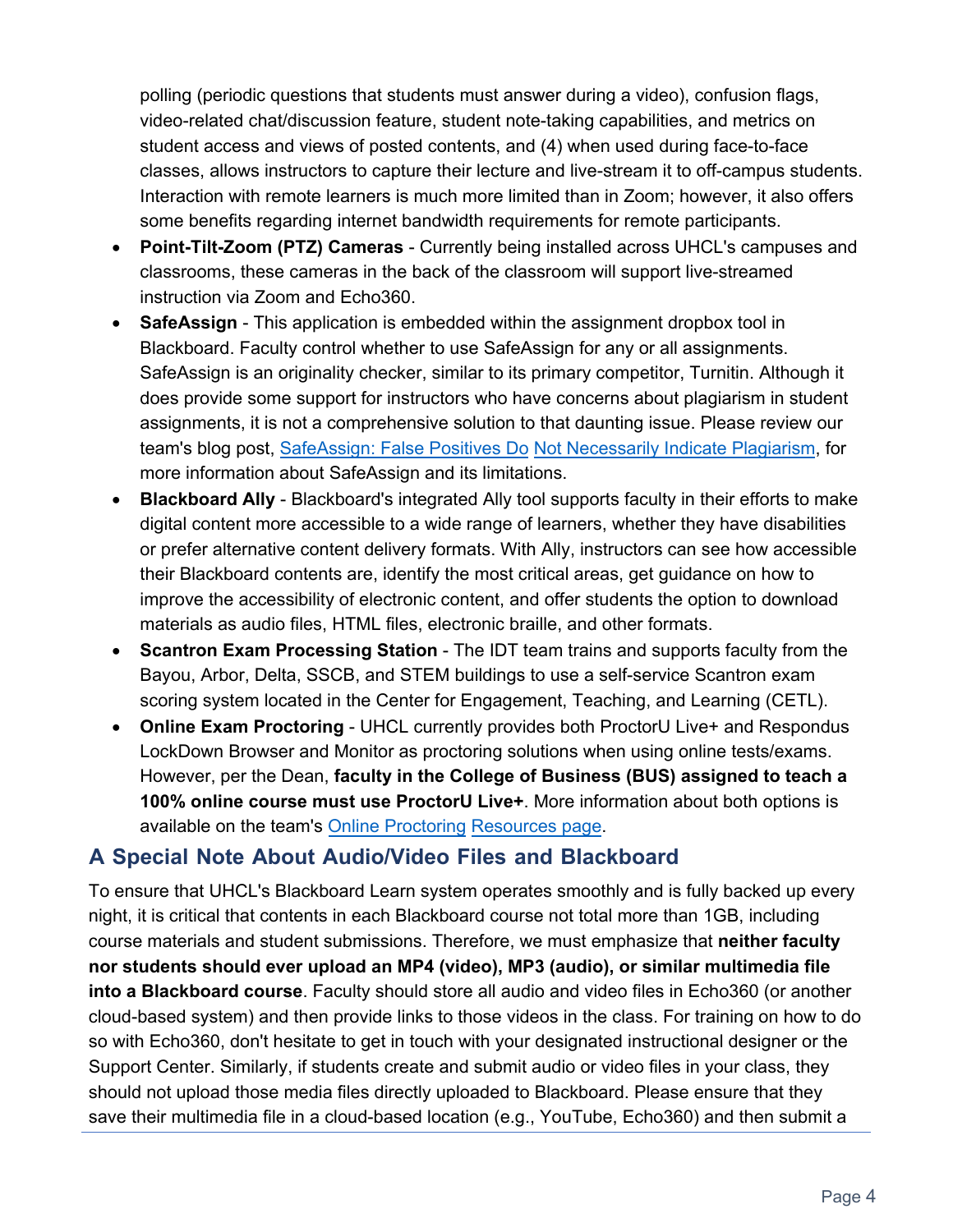polling (periodic questions that students must answer during a video), confusion flags, video-related chat/discussion feature, student note-taking capabilities, and metrics on student access and views of posted contents, and (4) when used during face-to-face classes, allows instructors to capture their lecture and live-stream it to off-campus students. Interaction with remote learners is much more limited than in Zoom; however, it also offers some benefits regarding internet bandwidth requirements for remote participants.

- **Point-Tilt-Zoom (PTZ) Cameras** - Currently being installed across UHCL's campuses and classrooms, these cameras in the back of the classroom will support live-streamed instruction via Zoom and Echo360.
- **SafeAssign** - This application is embedded within the assignment dropbox tool in Blackboard. Faculty control whether to use SafeAssign for any or all assignments. SafeAssign is an originality checker, similar to its primary competitor, Turnitin. Although it does provide some support for instructors who have concerns about plagiarism in student assignments, it is not a comprehensive solution to that daunting issue. Please review our team's blog post, [SafeAssign: False Positives Do Not Necessarily Indicate Plagiarism](), for more information about SafeAssign and its limitations.
- **Blackboard Ally** - Blackboard's integrated Ally tool supports faculty in their efforts to make digital content more accessible to a wide range of learners, whether they have disabilities or prefer alternative content delivery formats. With Ally, instructors can see how accessible their Blackboard contents are, identify the most critical areas, get guidance on how to improve the accessibility of electronic content, and offer students the option to download materials as audio files, HTML files, electronic braille, and other formats.
- **Scantron Exam Processing Station** - The IDT team trains and supports faculty from the Bayou, Arbor, Delta, SSCB, and STEM buildings to use a self-service Scantron exam scoring system located in the Center for Engagement, Teaching, and Learning (CETL).
- **Online Exam Proctoring** - UHCL currently provides both ProctorU Live+ and Respondus LockDown Browser and Monitor as proctoring solutions when using online tests/exams. However, per the Dean, **faculty in the College of Business (BUS) assigned to teach a 100% online course must use ProctorU Live+**. More information about both options is available on the team's [Online Proctoring Resources page]().

## A Special Note About Audio/Video Files and Blackboard

To ensure that UHCL's Blackboard Learn system operates smoothly and is fully backed up every night, it is critical that contents in each Blackboard course not total more than 1GB, including course materials and student submissions. Therefore, we must emphasize that **neither faculty nor students should ever upload an MP4 (video), MP3 (audio), or similar multimedia file into a Blackboard course**. Faculty should store all audio and video files in Echo360 (or another cloud-based system) and then provide links to those videos in the class. For training on how to do so with Echo360, don't hesitate to get in touch with your designated instructional designer or the Support Center. Similarly, if students create and submit audio or video files in your class, they should not upload those media files directly uploaded to Blackboard. Please ensure that they save their multimedia file in a cloud-based location (e.g., YouTube, Echo360) and then submit a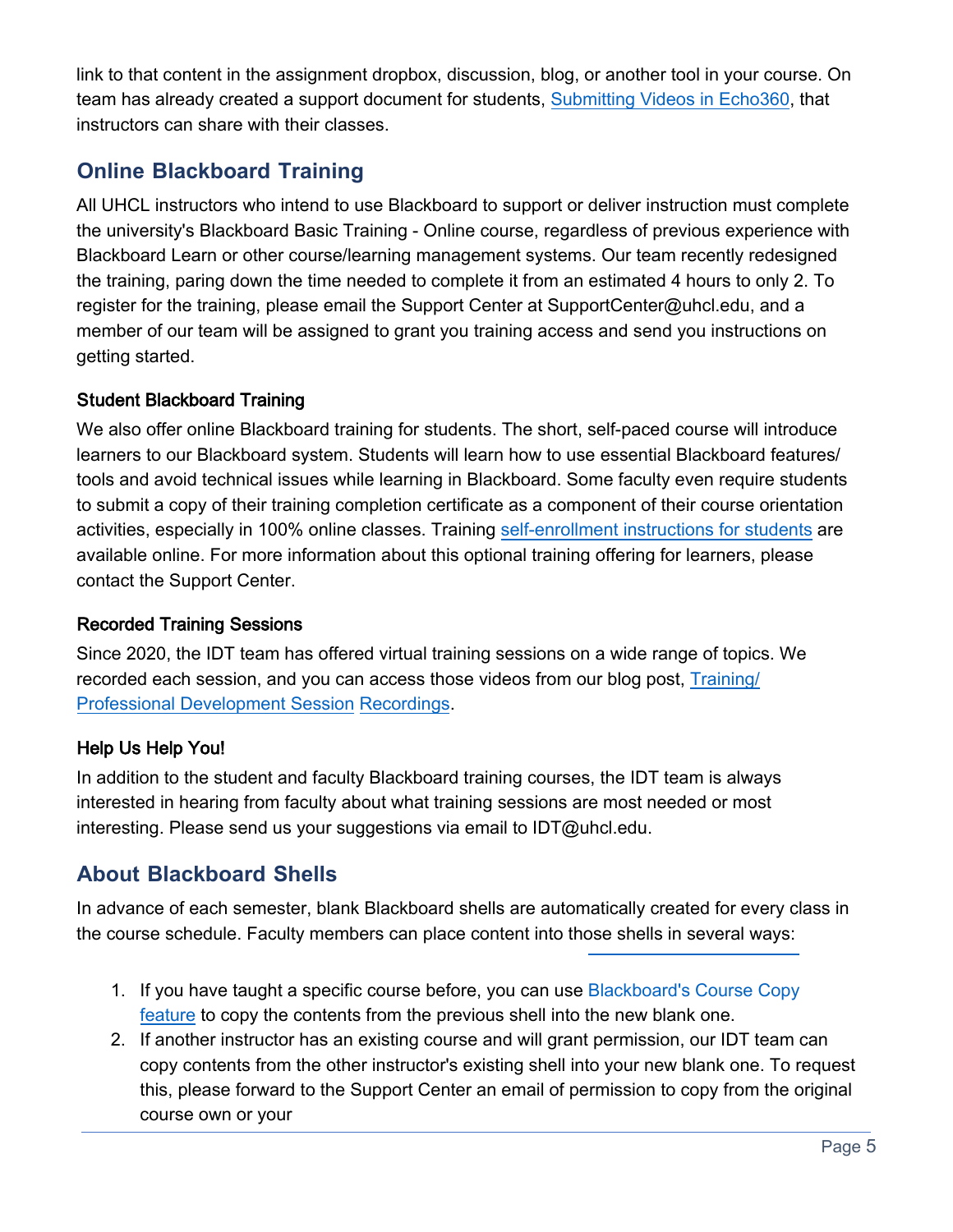link to that content in the assignment dropbox, discussion, blog, or another tool in your course. On team has already created a support document for students, [Submitting Videos in Echo360](), that instructors can share with their classes.

## Online Blackboard Training

All UHCL instructors who intend to use Blackboard to support or deliver instruction must complete the university's Blackboard Basic Training - Online course, regardless of previous experience with Blackboard Learn or other course/learning management systems. Our team recently redesigned the training, paring down the time needed to complete it from an estimated 4 hours to only 2. To register for the training, please email the Support Center at SupportCenter@uhcl.edu, and a member of our team will be assigned to grant you training access and send you instructions on getting started.

### Student Blackboard Training

We also offer online Blackboard training for students. The short, self-paced course will introduce learners to our Blackboard system. Students will learn how to use essential Blackboard features/ tools and avoid technical issues while learning in Blackboard. Some faculty even require students to submit a copy of their training completion certificate as a component of their course orientation activities, especially in 100% online classes. Training [self-enrollment instructions for students]() are available online. For more information about this optional training offering for learners, please contact the Support Center.

### Recorded Training Sessions

Since 2020, the IDT team has offered virtual training sessions on a wide range of topics. We recorded each session, and you can access those videos from our blog post, [Training/ Professional Development Session Recordings]().

### Help Us Help You!

In addition to the student and faculty Blackboard training courses, the IDT team is always interested in hearing from faculty about what training sessions are most needed or most interesting. Please send us your suggestions via email to IDT@uhcl.edu.

## About Blackboard Shells

In advance of each semester, blank Blackboard shells are automatically created for every class in the course schedule. Faculty members can place content into those shells in several ways:

1. If you have taught a specific course before, you can use [Blackboard's Course Copy feature]() to copy the contents from the previous shell into the new blank one.
2. If another instructor has an existing course and will grant permission, our IDT team can copy contents from the other instructor's existing shell into your new blank one. To request this, please forward to the Support Center an email of permission to copy from the original course own or your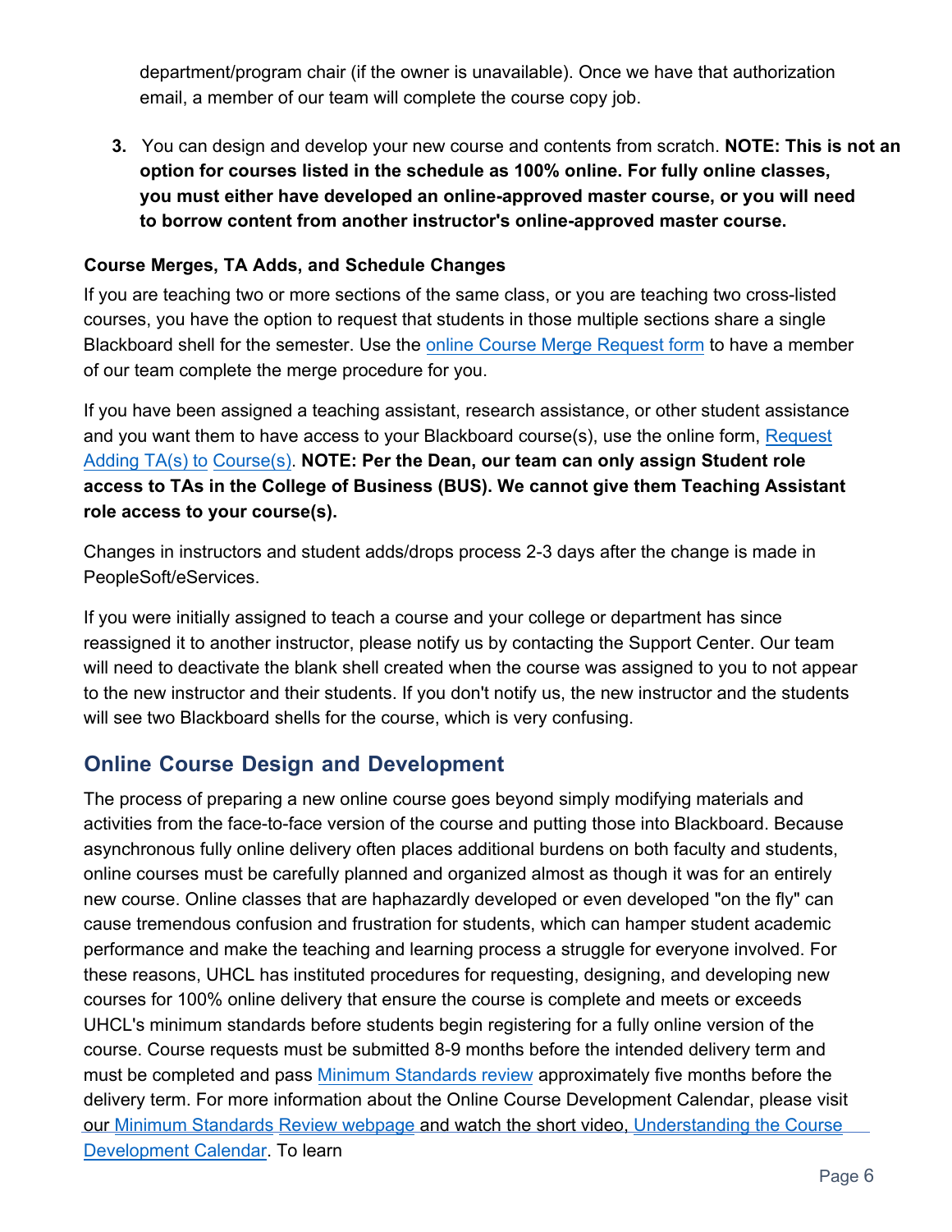department/program chair (if the owner is unavailable). Once we have that authorization email, a member of our team will complete the course copy job.

3. You can design and develop your new course and contents from scratch. **NOTE: This is not an option for courses listed in the schedule as 100% online. For fully online classes, you must either have developed an online-approved master course, or you will need to borrow content from another instructor's online-approved master course.**

**Course Merges, TA Adds, and Schedule Changes**

If you are teaching two or more sections of the same class, or you are teaching two cross-listed courses, you have the option to request that students in those multiple sections share a single Blackboard shell for the semester. Use the online Course Merge Request form to have a member of our team complete the merge procedure for you.

If you have been assigned a teaching assistant, research assistance, or other student assistance and you want them to have access to your Blackboard course(s), use the online form, Request Adding TA(s) to Course(s). **NOTE: Per the Dean, our team can only assign Student role access to TAs in the College of Business (BUS). We cannot give them Teaching Assistant role access to your course(s).**

Changes in instructors and student adds/drops process 2-3 days after the change is made in PeopleSoft/eServices.

If you were initially assigned to teach a course and your college or department has since reassigned it to another instructor, please notify us by contacting the Support Center. Our team will need to deactivate the blank shell created when the course was assigned to you to not appear to the new instructor and their students. If you don't notify us, the new instructor and the students will see two Blackboard shells for the course, which is very confusing.

## Online Course Design and Development

The process of preparing a new online course goes beyond simply modifying materials and activities from the face-to-face version of the course and putting those into Blackboard. Because asynchronous fully online delivery often places additional burdens on both faculty and students, online courses must be carefully planned and organized almost as though it was for an entirely new course. Online classes that are haphazardly developed or even developed "on the fly" can cause tremendous confusion and frustration for students, which can hamper student academic performance and make the teaching and learning process a struggle for everyone involved. For these reasons, UHCL has instituted procedures for requesting, designing, and developing new courses for 100% online delivery that ensure the course is complete and meets or exceeds UHCL's minimum standards before students begin registering for a fully online version of the course. Course requests must be submitted 8-9 months before the intended delivery term and must be completed and pass Minimum Standards review approximately five months before the delivery term. For more information about the Online Course Development Calendar, please visit our Minimum Standards Review webpage and watch the short video, Understanding the Course Development Calendar. To learn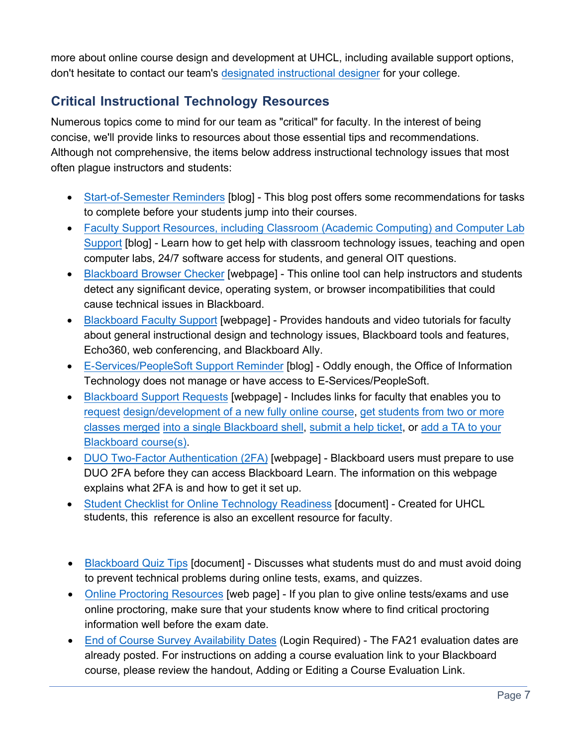more about online course design and development at UHCL, including available support options, don't hesitate to contact our team's designated instructional designer for your college.

## Critical Instructional Technology Resources

Numerous topics come to mind for our team as "critical" for faculty. In the interest of being concise, we'll provide links to resources about those essential tips and recommendations. Although not comprehensive, the items below address instructional technology issues that most often plague instructors and students:

- Start-of-Semester Reminders [blog] - This blog post offers some recommendations for tasks to complete before your students jump into their courses.
- Faculty Support Resources, including Classroom (Academic Computing) and Computer Lab Support [blog] - Learn how to get help with classroom technology issues, teaching and open computer labs, 24/7 software access for students, and general OIT questions.
- Blackboard Browser Checker [webpage] - This online tool can help instructors and students detect any significant device, operating system, or browser incompatibilities that could cause technical issues in Blackboard.
- Blackboard Faculty Support [webpage] - Provides handouts and video tutorials for faculty about general instructional design and technology issues, Blackboard tools and features, Echo360, web conferencing, and Blackboard Ally.
- E-Services/PeopleSoft Support Reminder [blog] - Oddly enough, the Office of Information Technology does not manage or have access to E-Services/PeopleSoft.
- Blackboard Support Requests [webpage] - Includes links for faculty that enables you to request design/development of a new fully online course, get students from two or more classes merged into a single Blackboard shell, submit a help ticket, or add a TA to your Blackboard course(s).
- DUO Two-Factor Authentication (2FA) [webpage] - Blackboard users must prepare to use DUO 2FA before they can access Blackboard Learn. The information on this webpage explains what 2FA is and how to get it set up.
- Student Checklist for Online Technology Readiness [document] - Created for UHCL students, this reference is also an excellent resource for faculty.
- Blackboard Quiz Tips [document] - Discusses what students must do and must avoid doing to prevent technical problems during online tests, exams, and quizzes.
- Online Proctoring Resources [web page] - If you plan to give online tests/exams and use online proctoring, make sure that your students know where to find critical proctoring information well before the exam date.
- End of Course Survey Availability Dates (Login Required) - The FA21 evaluation dates are already posted. For instructions on adding a course evaluation link to your Blackboard course, please review the handout, Adding or Editing a Course Evaluation Link.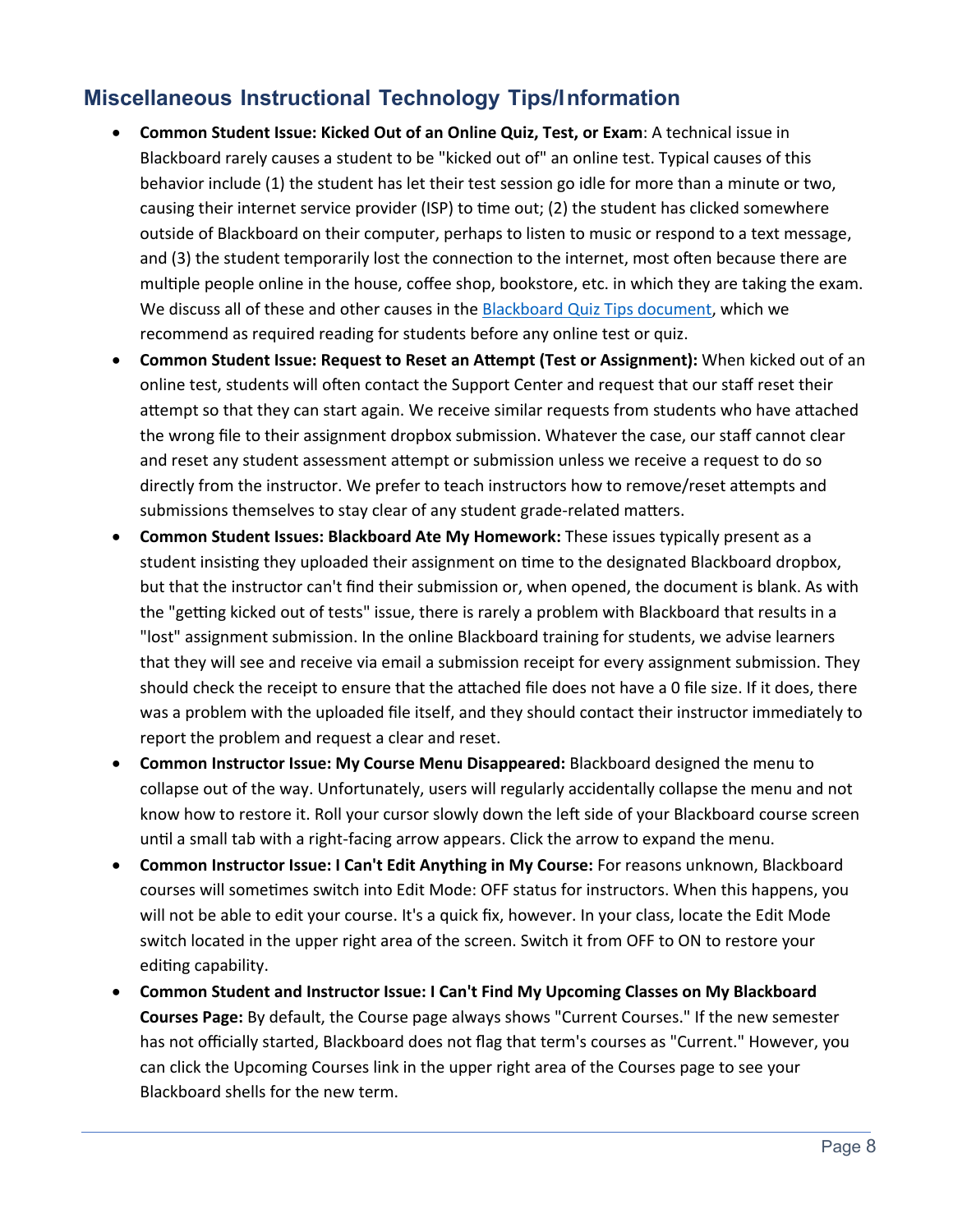## Miscellaneous Instructional Technology Tips/Information

- **Common Student Issue: Kicked Out of an Online Quiz, Test, or Exam**: A technical issue in Blackboard rarely causes a student to be "kicked out of" an online test. Typical causes of this behavior include (1) the student has let their test session go idle for more than a minute or two, causing their internet service provider (ISP) to time out; (2) the student has clicked somewhere outside of Blackboard on their computer, perhaps to listen to music or respond to a text message, and (3) the student temporarily lost the connection to the internet, most often because there are multiple people online in the house, coffee shop, bookstore, etc. in which they are taking the exam. We discuss all of these and other causes in the [Blackboard Quiz Tips document](), which we recommend as required reading for students before any online test or quiz.
- **Common Student Issue: Request to Reset an Attempt (Test or Assignment):** When kicked out of an online test, students will often contact the Support Center and request that our staff reset their attempt so that they can start again. We receive similar requests from students who have attached the wrong file to their assignment dropbox submission. Whatever the case, our staff cannot clear and reset any student assessment attempt or submission unless we receive a request to do so directly from the instructor. We prefer to teach instructors how to remove/reset attempts and submissions themselves to stay clear of any student grade-related matters.
- **Common Student Issues: Blackboard Ate My Homework:** These issues typically present as a student insisting they uploaded their assignment on time to the designated Blackboard dropbox, but that the instructor can't find their submission or, when opened, the document is blank. As with the "getting kicked out of tests" issue, there is rarely a problem with Blackboard that results in a "lost" assignment submission. In the online Blackboard training for students, we advise learners that they will see and receive via email a submission receipt for every assignment submission. They should check the receipt to ensure that the attached file does not have a 0 file size. If it does, there was a problem with the uploaded file itself, and they should contact their instructor immediately to report the problem and request a clear and reset.
- **Common Instructor Issue: My Course Menu Disappeared:** Blackboard designed the menu to collapse out of the way. Unfortunately, users will regularly accidentally collapse the menu and not know how to restore it. Roll your cursor slowly down the left side of your Blackboard course screen until a small tab with a right-facing arrow appears. Click the arrow to expand the menu.
- **Common Instructor Issue: I Can't Edit Anything in My Course:** For reasons unknown, Blackboard courses will sometimes switch into Edit Mode: OFF status for instructors. When this happens, you will not be able to edit your course. It's a quick fix, however. In your class, locate the Edit Mode switch located in the upper right area of the screen. Switch it from OFF to ON to restore your editing capability.
- **Common Student and Instructor Issue: I Can't Find My Upcoming Classes on My Blackboard Courses Page:** By default, the Course page always shows "Current Courses." If the new semester has not officially started, Blackboard does not flag that term's courses as "Current." However, you can click the Upcoming Courses link in the upper right area of the Courses page to see your Blackboard shells for the new term.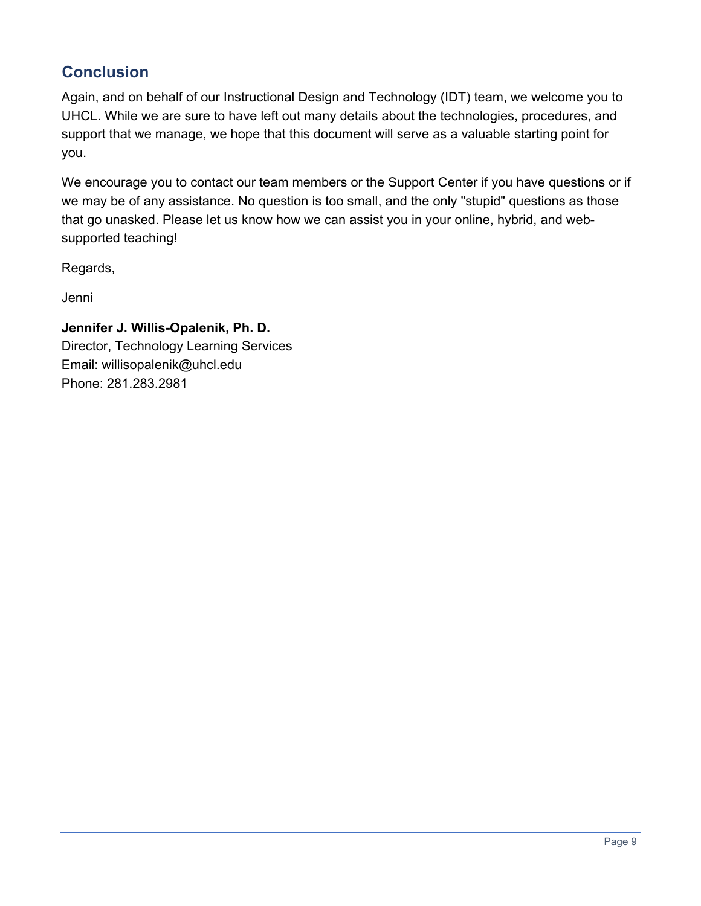## Conclusion

Again, and on behalf of our Instructional Design and Technology (IDT) team, we welcome you to UHCL. While we are sure to have left out many details about the technologies, procedures, and support that we manage, we hope that this document will serve as a valuable starting point for you.

We encourage you to contact our team members or the Support Center if you have questions or if we may be of any assistance. No question is too small, and the only "stupid" questions as those that go unasked. Please let us know how we can assist you in your online, hybrid, and web-supported teaching!

Regards,

Jenni

**Jennifer J. Willis-Opalenik, Ph. D.**
Director, Technology Learning Services
Email: willisopalenik@uhcl.edu
Phone: 281.283.2981